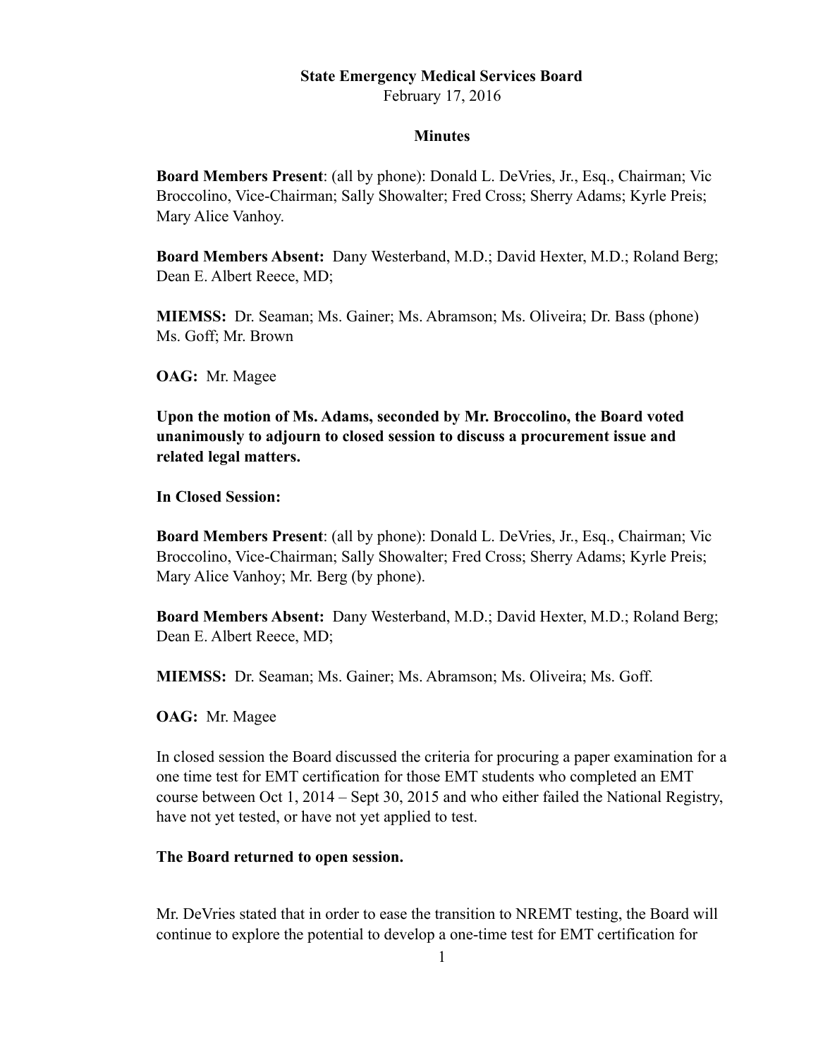**State Emergency Medical Services Board**
February 17, 2016

**Minutes**

**Board Members Present**: (all by phone): Donald L. DeVries, Jr., Esq., Chairman; Vic Broccolino, Vice-Chairman; Sally Showalter; Fred Cross; Sherry Adams; Kyrle Preis; Mary Alice Vanhoy.

**Board Members Absent:** Dany Westerband, M.D.; David Hexter, M.D.; Roland Berg; Dean E. Albert Reece, MD;

**MIEMSS:** Dr. Seaman; Ms. Gainer; Ms. Abramson; Ms. Oliveira; Dr. Bass (phone) Ms. Goff; Mr. Brown

**OAG:** Mr. Magee

**Upon the motion of Ms. Adams, seconded by Mr. Broccolino, the Board voted unanimously to adjourn to closed session to discuss a procurement issue and related legal matters.**

**In Closed Session:**

**Board Members Present**: (all by phone): Donald L. DeVries, Jr., Esq., Chairman; Vic Broccolino, Vice-Chairman; Sally Showalter; Fred Cross; Sherry Adams; Kyrle Preis; Mary Alice Vanhoy; Mr. Berg (by phone).

**Board Members Absent:** Dany Westerband, M.D.; David Hexter, M.D.; Roland Berg; Dean E. Albert Reece, MD;

**MIEMSS:** Dr. Seaman; Ms. Gainer; Ms. Abramson; Ms. Oliveira; Ms. Goff.

**OAG:** Mr. Magee

In closed session the Board discussed the criteria for procuring a paper examination for a one time test for EMT certification for those EMT students who completed an EMT course between Oct 1, 2014 – Sept 30, 2015 and who either failed the National Registry, have not yet tested, or have not yet applied to test.

**The Board returned to open session.**

Mr. DeVries stated that in order to ease the transition to NREMT testing, the Board will continue to explore the potential to develop a one-time test for EMT certification for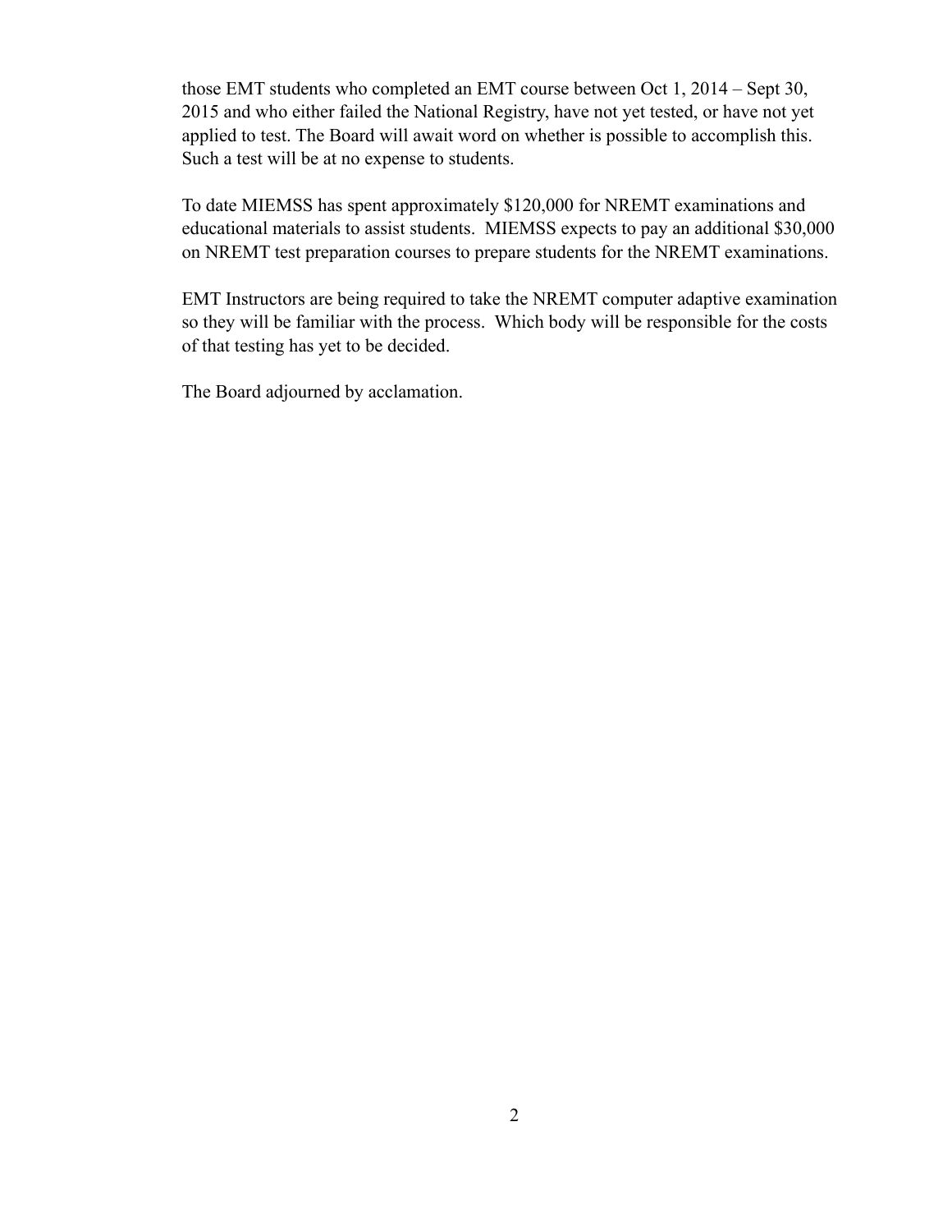those EMT students who completed an EMT course between Oct 1, 2014 – Sept 30, 2015 and who either failed the National Registry, have not yet tested, or have not yet applied to test. The Board will await word on whether is possible to accomplish this. Such a test will be at no expense to students.

To date MIEMSS has spent approximately $120,000 for NREMT examinations and educational materials to assist students. MIEMSS expects to pay an additional $30,000 on NREMT test preparation courses to prepare students for the NREMT examinations.

EMT Instructors are being required to take the NREMT computer adaptive examination so they will be familiar with the process. Which body will be responsible for the costs of that testing has yet to be decided.

The Board adjourned by acclamation.